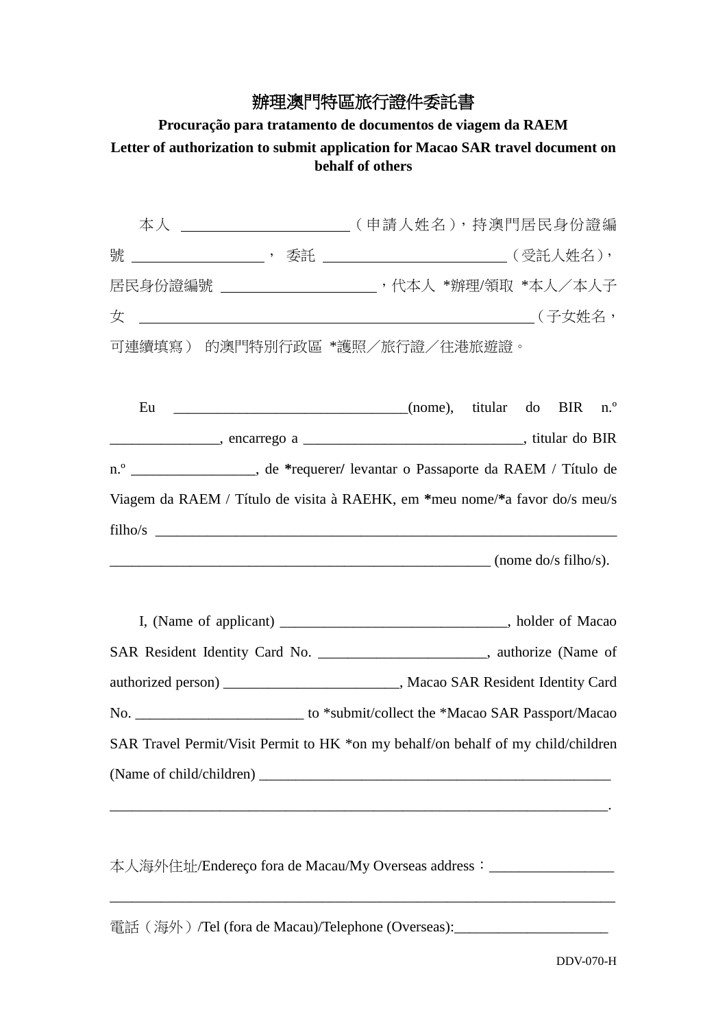# 辦理澳門特區旅行證件委託書

**Procuração para tratamento de documentos de viagem da RAEM**

**Letter of authorization to submit application for Macao SAR travel document on behalf of others**

本人 ______________________（申請人姓名），持澳門居民身份證編號 __________________， 委託 ________________________（受託人姓名），居民身份證編號 ____________________，代本人 *辦理/領取 *本人／本人子女 ____________________________________________________（子女姓名，可連續填寫） 的澳門特別行政區 *護照／旅行證／往港旅遊證。

Eu ______________________________(nome), titular do BIR n.º _______________, encarrego a ______________________________, titular do BIR n.º _________________, de **\***requerer**/** levantar o Passaporte da RAEM / Título de Viagem da RAEM / Título de visita à RAEHK, em **\***meu nome/**\***a favor do/s meu/s filho/s ________________________________________________________________ ____________________________________________________ (nome do/s filho/s).

I, (Name of applicant) _______________________________, holder of Macao SAR Resident Identity Card No. _______________________, authorize (Name of authorized person) ________________________, Macao SAR Resident Identity Card No. _______________________ to *submit/collect the *Macao SAR Passport/Macao SAR Travel Permit/Visit Permit to HK *on my behalf/on behalf of my child/children (Name of child/children) __________________________________________________ ___________________________________________________________________.

本人海外住址/Endereço fora de Macau/My Overseas address：_________________ ___________________________________________________________________

電話（海外）/Tel (fora de Macau)/Telephone (Overseas):_____________________

DDV-070-H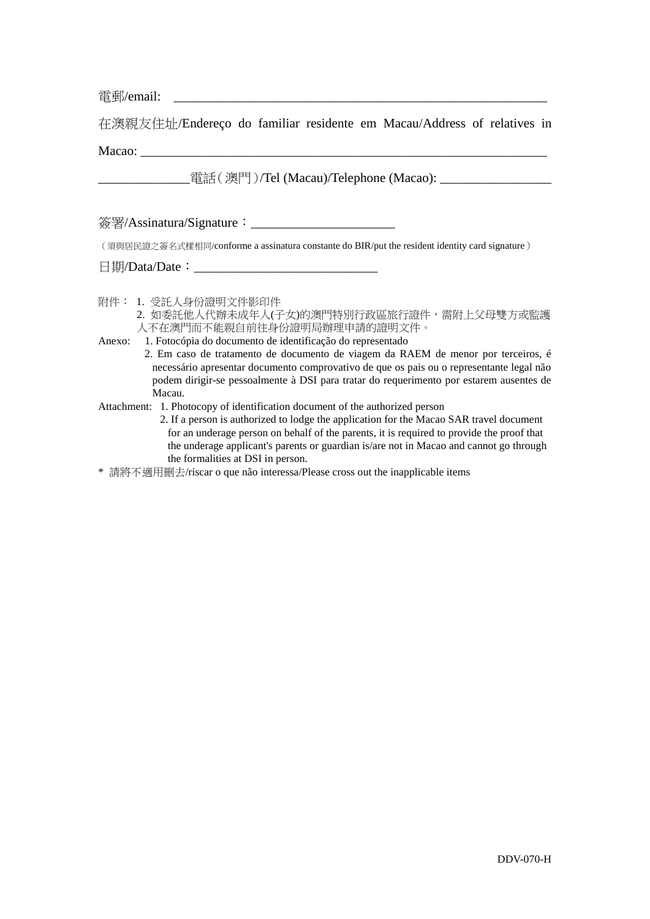電郵/email: \_\_\_\_\_\_\_\_\_\_\_\_\_\_\_\_\_\_\_\_\_\_\_\_\_\_\_\_\_\_\_\_\_\_\_\_\_\_\_\_\_\_\_\_\_\_\_\_\_\_\_\_\_\_\_\_

在澳親友住址/Endereço do familiar residente em Macau/Address of relatives in Macao: \_\_\_\_\_\_\_\_\_\_\_\_\_\_\_\_\_\_\_\_\_\_\_\_\_\_\_\_\_\_\_\_\_\_\_\_\_\_\_\_\_\_\_\_\_\_\_\_\_\_\_\_\_\_\_\_\_\_\_\_\_\_

\_\_\_\_\_\_\_\_\_\_\_\_\_\_電話（澳門）/Tel (Macau)/Telephone (Macao): \_\_\_\_\_\_\_\_\_\_\_\_\_\_\_\_\_

簽署/Assinatura/Signature：\_\_\_\_\_\_\_\_\_\_\_\_\_\_\_\_\_\_\_\_\_\_

（須與居民證之簽名式樣相同/conforme a assinatura constante do BIR/put the resident identity card signature）

日期/Data/Date：\_\_\_\_\_\_\_\_\_\_\_\_\_\_\_\_\_\_\_\_\_\_\_\_\_\_\_\_

附件： 1. 受託人身份證明文件影印件
2. 如委託他人代辦未成年人(子女)的澳門特別行政區旅行證件，需附上父母雙方或監護人不在澳門而不能親自前往身份證明局辦理申請的證明文件。

Anexo: 1. Fotocópia do documento de identificação do representado
2. Em caso de tratamento de documento de viagem da RAEM de menor por terceiros, é necessário apresentar documento comprovativo de que os pais ou o representante legal não podem dirigir-se pessoalmente à DSI para tratar do requerimento por estarem ausentes de Macau.

Attachment: 1. Photocopy of identification document of the authorized person
2. If a person is authorized to lodge the application for the Macao SAR travel document for an underage person on behalf of the parents, it is required to provide the proof that the underage applicant's parents or guardian is/are not in Macao and cannot go through the formalities at DSI in person.

\* 請將不適用刪去/riscar o que não interessa/Please cross out the inapplicable items

DDV-070-H